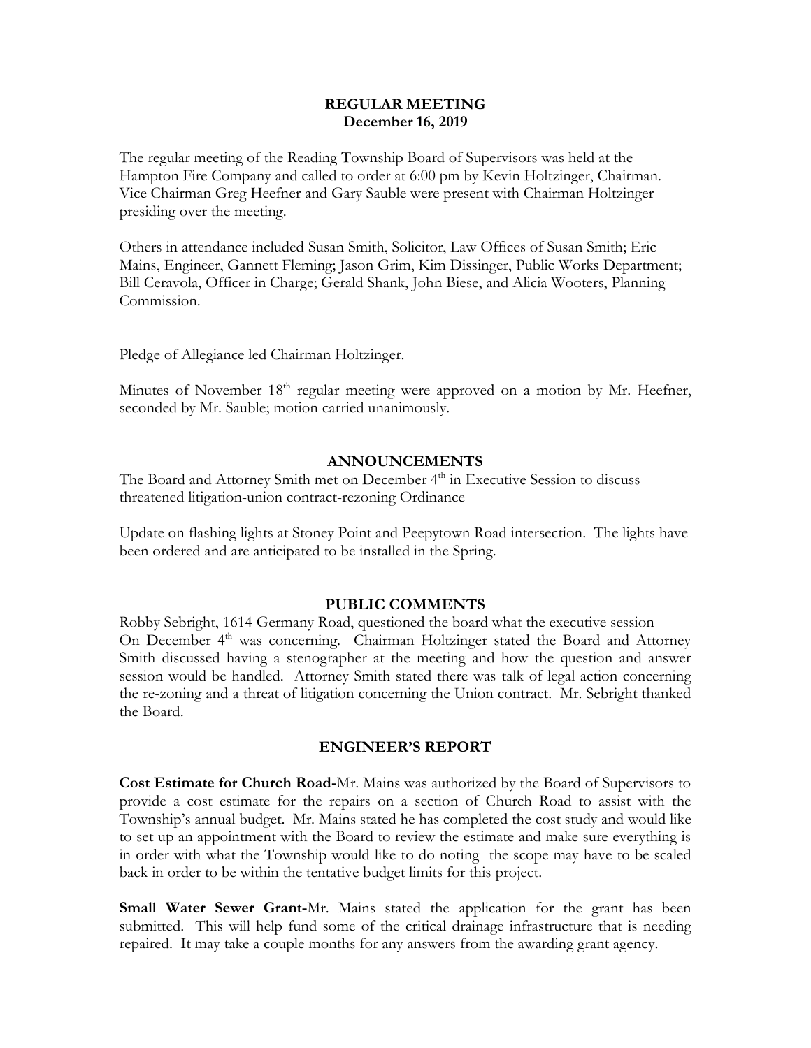**REGULAR MEETING**
**December 16, 2019**

The regular meeting of the Reading Township Board of Supervisors was held at the Hampton Fire Company and called to order at 6:00 pm by Kevin Holtzinger, Chairman. Vice Chairman Greg Heefner and Gary Sauble were present with Chairman Holtzinger presiding over the meeting.

Others in attendance included Susan Smith, Solicitor, Law Offices of Susan Smith; Eric Mains, Engineer, Gannett Fleming; Jason Grim, Kim Dissinger, Public Works Department; Bill Ceravola, Officer in Charge; Gerald Shank, John Biese, and Alicia Wooters, Planning Commission.

Pledge of Allegiance led Chairman Holtzinger.

Minutes of November 18th regular meeting were approved on a motion by Mr. Heefner, seconded by Mr. Sauble; motion carried unanimously.

## ANNOUNCEMENTS

The Board and Attorney Smith met on December 4th in Executive Session to discuss threatened litigation-union contract-rezoning Ordinance

Update on flashing lights at Stoney Point and Peepytown Road intersection. The lights have been ordered and are anticipated to be installed in the Spring.

## PUBLIC COMMENTS

Robby Sebright, 1614 Germany Road, questioned the board what the executive session On December 4th was concerning. Chairman Holtzinger stated the Board and Attorney Smith discussed having a stenographer at the meeting and how the question and answer session would be handled. Attorney Smith stated there was talk of legal action concerning the re-zoning and a threat of litigation concerning the Union contract. Mr. Sebright thanked the Board.

## ENGINEER'S REPORT

**Cost Estimate for Church Road-**Mr. Mains was authorized by the Board of Supervisors to provide a cost estimate for the repairs on a section of Church Road to assist with the Township's annual budget. Mr. Mains stated he has completed the cost study and would like to set up an appointment with the Board to review the estimate and make sure everything is in order with what the Township would like to do noting the scope may have to be scaled back in order to be within the tentative budget limits for this project.

**Small Water Sewer Grant-**Mr. Mains stated the application for the grant has been submitted. This will help fund some of the critical drainage infrastructure that is needing repaired. It may take a couple months for any answers from the awarding grant agency.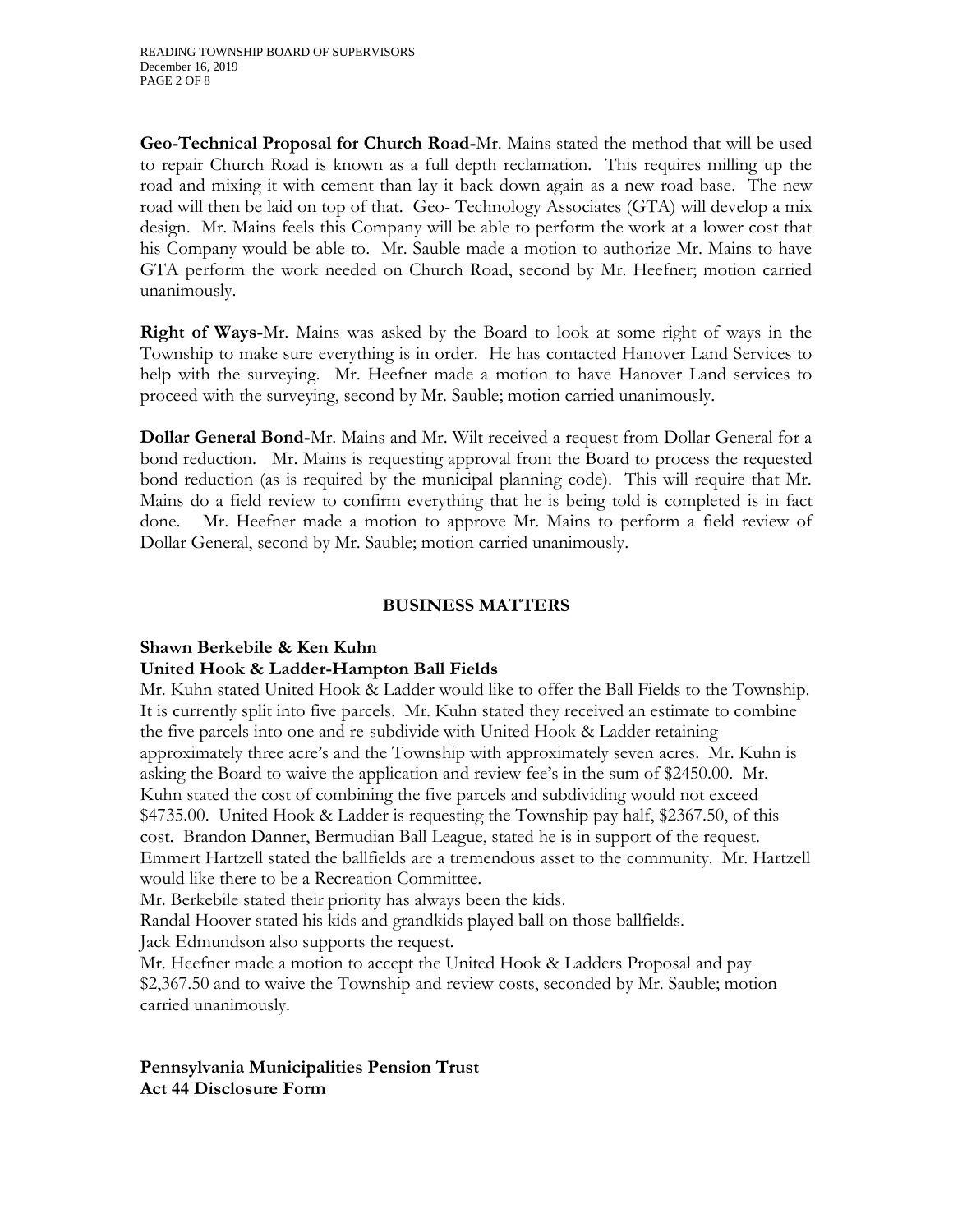**Geo-Technical Proposal for Church Road-**Mr. Mains stated the method that will be used to repair Church Road is known as a full depth reclamation. This requires milling up the road and mixing it with cement than lay it back down again as a new road base. The new road will then be laid on top of that. Geo- Technology Associates (GTA) will develop a mix design. Mr. Mains feels this Company will be able to perform the work at a lower cost that his Company would be able to. Mr. Sauble made a motion to authorize Mr. Mains to have GTA perform the work needed on Church Road, second by Mr. Heefner; motion carried unanimously.

**Right of Ways-**Mr. Mains was asked by the Board to look at some right of ways in the Township to make sure everything is in order. He has contacted Hanover Land Services to help with the surveying. Mr. Heefner made a motion to have Hanover Land services to proceed with the surveying, second by Mr. Sauble; motion carried unanimously.

**Dollar General Bond-**Mr. Mains and Mr. Wilt received a request from Dollar General for a bond reduction. Mr. Mains is requesting approval from the Board to process the requested bond reduction (as is required by the municipal planning code). This will require that Mr. Mains do a field review to confirm everything that he is being told is completed is in fact done. Mr. Heefner made a motion to approve Mr. Mains to perform a field review of Dollar General, second by Mr. Sauble; motion carried unanimously.

## BUSINESS MATTERS

**Shawn Berkebile & Ken Kuhn**
**United Hook & Ladder-Hampton Ball Fields**

Mr. Kuhn stated United Hook & Ladder would like to offer the Ball Fields to the Township. It is currently split into five parcels. Mr. Kuhn stated they received an estimate to combine the five parcels into one and re-subdivide with United Hook & Ladder retaining approximately three acre's and the Township with approximately seven acres. Mr. Kuhn is asking the Board to waive the application and review fee's in the sum of $2450.00. Mr. Kuhn stated the cost of combining the five parcels and subdividing would not exceed $4735.00. United Hook & Ladder is requesting the Township pay half, $2367.50, of this cost. Brandon Danner, Bermudian Ball League, stated he is in support of the request. Emmert Hartzell stated the ballfields are a tremendous asset to the community. Mr. Hartzell would like there to be a Recreation Committee.

Mr. Berkebile stated their priority has always been the kids.

Randal Hoover stated his kids and grandkids played ball on those ballfields.

Jack Edmundson also supports the request.

Mr. Heefner made a motion to accept the United Hook & Ladders Proposal and pay $2,367.50 and to waive the Township and review costs, seconded by Mr. Sauble; motion carried unanimously.

**Pennsylvania Municipalities Pension Trust**
**Act 44 Disclosure Form**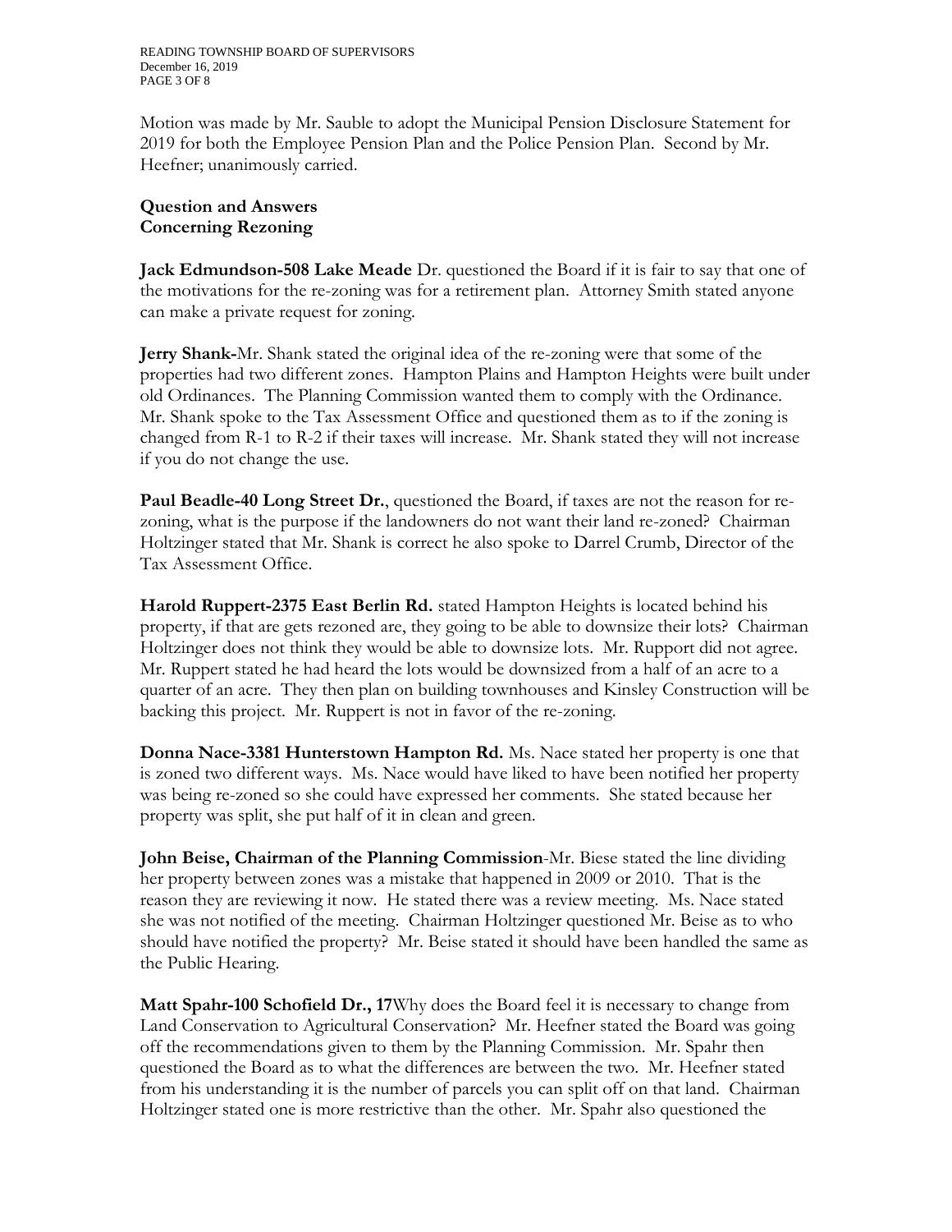Motion was made by Mr. Sauble to adopt the Municipal Pension Disclosure Statement for 2019 for both the Employee Pension Plan and the Police Pension Plan. Second by Mr. Heefner; unanimously carried.

**Question and Answers**
**Concerning Rezoning**

**Jack Edmundson-508 Lake Meade** Dr. questioned the Board if it is fair to say that one of the motivations for the re-zoning was for a retirement plan. Attorney Smith stated anyone can make a private request for zoning.

**Jerry Shank-**Mr. Shank stated the original idea of the re-zoning were that some of the properties had two different zones. Hampton Plains and Hampton Heights were built under old Ordinances. The Planning Commission wanted them to comply with the Ordinance. Mr. Shank spoke to the Tax Assessment Office and questioned them as to if the zoning is changed from R-1 to R-2 if their taxes will increase. Mr. Shank stated they will not increase if you do not change the use.

**Paul Beadle-40 Long Street Dr.**, questioned the Board, if taxes are not the reason for re-zoning, what is the purpose if the landowners do not want their land re-zoned? Chairman Holtzinger stated that Mr. Shank is correct he also spoke to Darrel Crumb, Director of the Tax Assessment Office.

**Harold Ruppert-2375 East Berlin Rd.** stated Hampton Heights is located behind his property, if that are gets rezoned are, they going to be able to downsize their lots? Chairman Holtzinger does not think they would be able to downsize lots. Mr. Rupport did not agree. Mr. Ruppert stated he had heard the lots would be downsized from a half of an acre to a quarter of an acre. They then plan on building townhouses and Kinsley Construction will be backing this project. Mr. Ruppert is not in favor of the re-zoning.

**Donna Nace-3381 Hunterstown Hampton Rd.** Ms. Nace stated her property is one that is zoned two different ways. Ms. Nace would have liked to have been notified her property was being re-zoned so she could have expressed her comments. She stated because her property was split, she put half of it in clean and green.

**John Beise, Chairman of the Planning Commission**-Mr. Biese stated the line dividing her property between zones was a mistake that happened in 2009 or 2010. That is the reason they are reviewing it now. He stated there was a review meeting. Ms. Nace stated she was not notified of the meeting. Chairman Holtzinger questioned Mr. Beise as to who should have notified the property? Mr. Beise stated it should have been handled the same as the Public Hearing.

**Matt Spahr-100 Schofield Dr., 17**Why does the Board feel it is necessary to change from Land Conservation to Agricultural Conservation? Mr. Heefner stated the Board was going off the recommendations given to them by the Planning Commission. Mr. Spahr then questioned the Board as to what the differences are between the two. Mr. Heefner stated from his understanding it is the number of parcels you can split off on that land. Chairman Holtzinger stated one is more restrictive than the other. Mr. Spahr also questioned the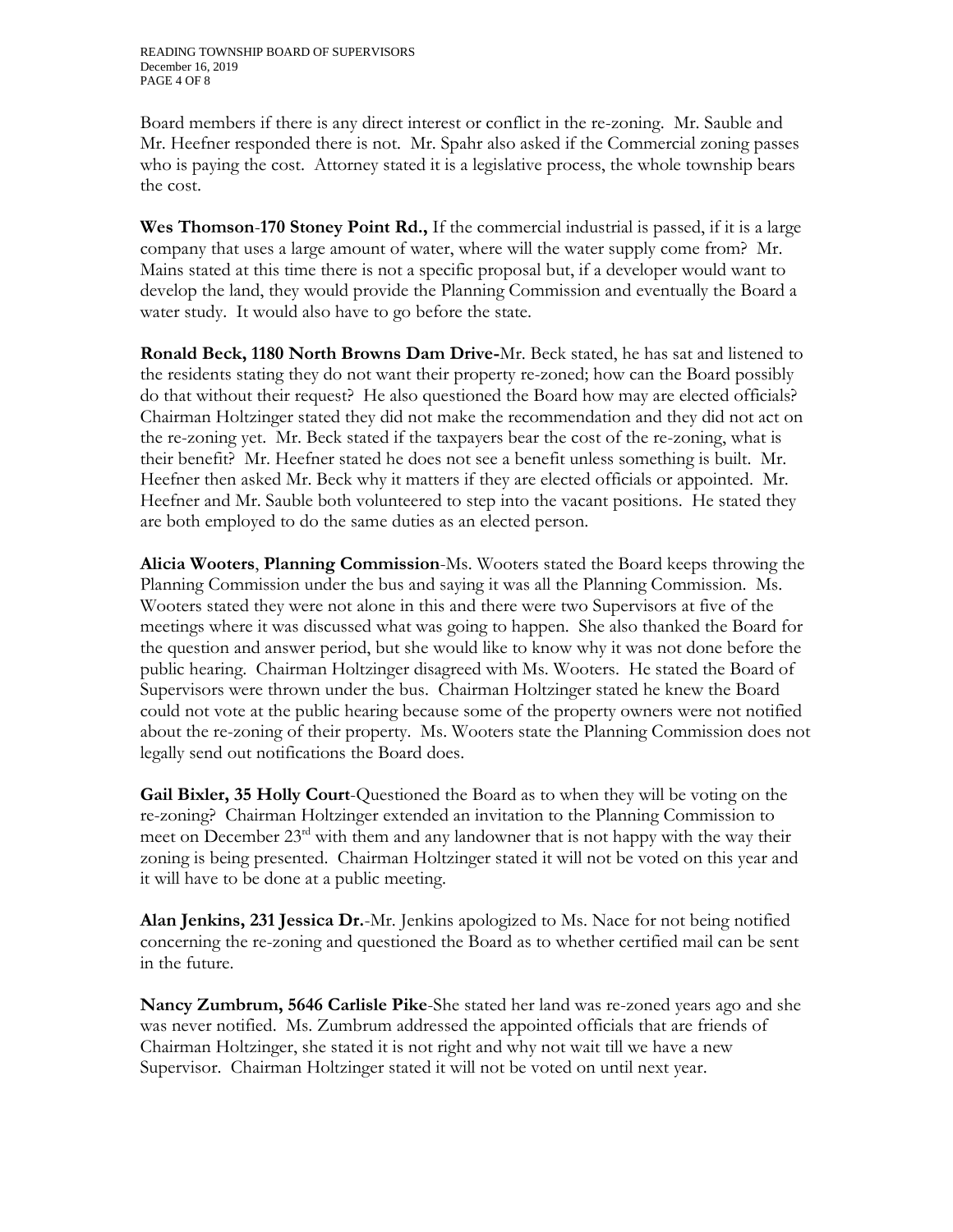Board members if there is any direct interest or conflict in the re-zoning. Mr. Sauble and Mr. Heefner responded there is not. Mr. Spahr also asked if the Commercial zoning passes who is paying the cost. Attorney stated it is a legislative process, the whole township bears the cost.

**Wes Thomson-170 Stoney Point Rd.,** If the commercial industrial is passed, if it is a large company that uses a large amount of water, where will the water supply come from? Mr. Mains stated at this time there is not a specific proposal but, if a developer would want to develop the land, they would provide the Planning Commission and eventually the Board a water study. It would also have to go before the state.

**Ronald Beck, 1180 North Browns Dam Drive-**Mr. Beck stated, he has sat and listened to the residents stating they do not want their property re-zoned; how can the Board possibly do that without their request? He also questioned the Board how may are elected officials? Chairman Holtzinger stated they did not make the recommendation and they did not act on the re-zoning yet. Mr. Beck stated if the taxpayers bear the cost of the re-zoning, what is their benefit? Mr. Heefner stated he does not see a benefit unless something is built. Mr. Heefner then asked Mr. Beck why it matters if they are elected officials or appointed. Mr. Heefner and Mr. Sauble both volunteered to step into the vacant positions. He stated they are both employed to do the same duties as an elected person.

**Alicia Wooters**, **Planning Commission**-Ms. Wooters stated the Board keeps throwing the Planning Commission under the bus and saying it was all the Planning Commission. Ms. Wooters stated they were not alone in this and there were two Supervisors at five of the meetings where it was discussed what was going to happen. She also thanked the Board for the question and answer period, but she would like to know why it was not done before the public hearing. Chairman Holtzinger disagreed with Ms. Wooters. He stated the Board of Supervisors were thrown under the bus. Chairman Holtzinger stated he knew the Board could not vote at the public hearing because some of the property owners were not notified about the re-zoning of their property. Ms. Wooters state the Planning Commission does not legally send out notifications the Board does.

**Gail Bixler, 35 Holly Court**-Questioned the Board as to when they will be voting on the re-zoning? Chairman Holtzinger extended an invitation to the Planning Commission to meet on December 23rd with them and any landowner that is not happy with the way their zoning is being presented. Chairman Holtzinger stated it will not be voted on this year and it will have to be done at a public meeting.

**Alan Jenkins, 231 Jessica Dr.**-Mr. Jenkins apologized to Ms. Nace for not being notified concerning the re-zoning and questioned the Board as to whether certified mail can be sent in the future.

**Nancy Zumbrum, 5646 Carlisle Pike**-She stated her land was re-zoned years ago and she was never notified. Ms. Zumbrum addressed the appointed officials that are friends of Chairman Holtzinger, she stated it is not right and why not wait till we have a new Supervisor. Chairman Holtzinger stated it will not be voted on until next year.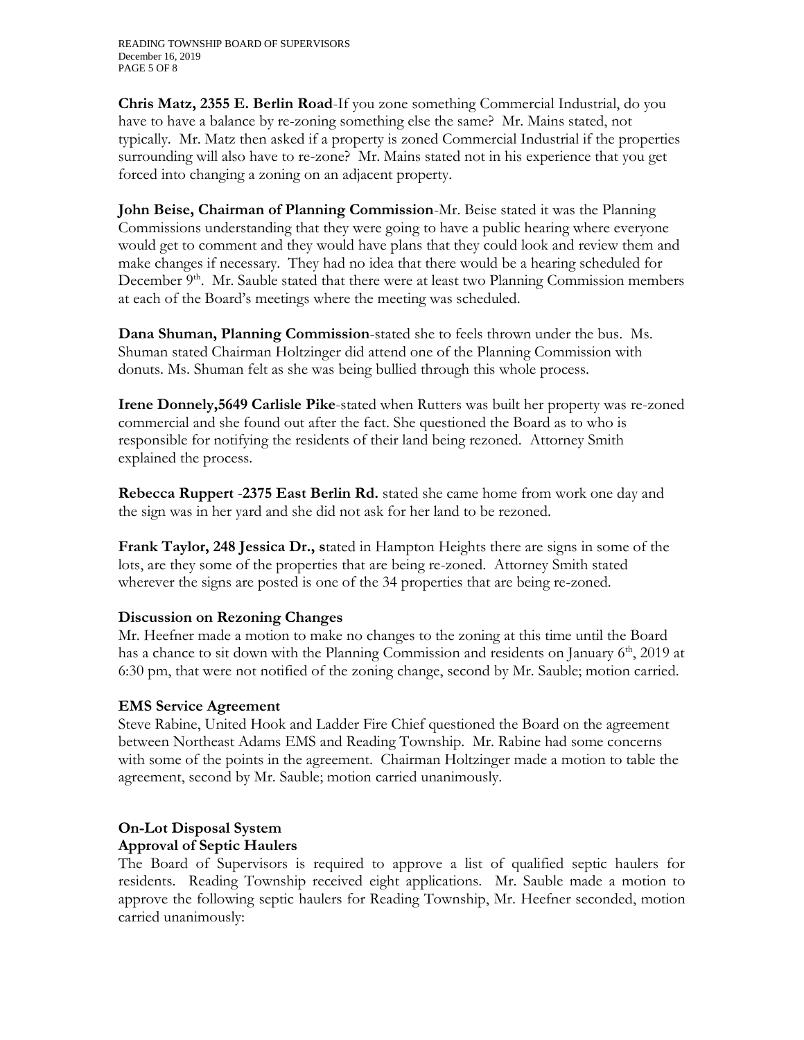**Chris Matz, 2355 E. Berlin Road**-If you zone something Commercial Industrial, do you have to have a balance by re-zoning something else the same? Mr. Mains stated, not typically. Mr. Matz then asked if a property is zoned Commercial Industrial if the properties surrounding will also have to re-zone? Mr. Mains stated not in his experience that you get forced into changing a zoning on an adjacent property.

**John Beise, Chairman of Planning Commission**-Mr. Beise stated it was the Planning Commissions understanding that they were going to have a public hearing where everyone would get to comment and they would have plans that they could look and review them and make changes if necessary. They had no idea that there would be a hearing scheduled for December 9th. Mr. Sauble stated that there were at least two Planning Commission members at each of the Board's meetings where the meeting was scheduled.

**Dana Shuman, Planning Commission**-stated she to feels thrown under the bus. Ms. Shuman stated Chairman Holtzinger did attend one of the Planning Commission with donuts. Ms. Shuman felt as she was being bullied through this whole process.

**Irene Donnely,5649 Carlisle Pike**-stated when Rutters was built her property was re-zoned commercial and she found out after the fact. She questioned the Board as to who is responsible for notifying the residents of their land being rezoned. Attorney Smith explained the process.

**Rebecca Ruppert** -**2375 East Berlin Rd.** stated she came home from work one day and the sign was in her yard and she did not ask for her land to be rezoned.

**Frank Taylor, 248 Jessica Dr., s**tated in Hampton Heights there are signs in some of the lots, are they some of the properties that are being re-zoned. Attorney Smith stated wherever the signs are posted is one of the 34 properties that are being re-zoned.

### Discussion on Rezoning Changes

Mr. Heefner made a motion to make no changes to the zoning at this time until the Board has a chance to sit down with the Planning Commission and residents on January 6th, 2019 at 6:30 pm, that were not notified of the zoning change, second by Mr. Sauble; motion carried.

### EMS Service Agreement

Steve Rabine, United Hook and Ladder Fire Chief questioned the Board on the agreement between Northeast Adams EMS and Reading Township. Mr. Rabine had some concerns with some of the points in the agreement. Chairman Holtzinger made a motion to table the agreement, second by Mr. Sauble; motion carried unanimously.

### On-Lot Disposal System
### Approval of Septic Haulers

The Board of Supervisors is required to approve a list of qualified septic haulers for residents. Reading Township received eight applications. Mr. Sauble made a motion to approve the following septic haulers for Reading Township, Mr. Heefner seconded, motion carried unanimously: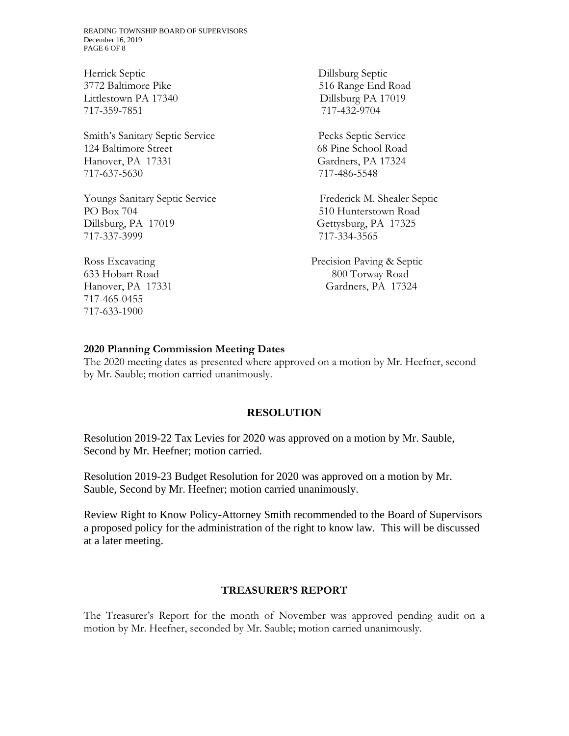Herrick Septic
3772 Baltimore Pike
Littlestown PA 17340
717-359-7851

Dillsburg Septic
516 Range End Road
Dillsburg PA 17019
717-432-9704

Smith's Sanitary Septic Service
124 Baltimore Street
Hanover, PA 17331
717-637-5630

Pecks Septic Service
68 Pine School Road
Gardners, PA 17324
717-486-5548

Youngs Sanitary Septic Service
PO Box 704
Dillsburg, PA 17019
717-337-3999

Frederick M. Shealer Septic
510 Hunterstown Road
Gettysburg, PA 17325
717-334-3565

Ross Excavating
633 Hobart Road
Hanover, PA 17331
717-465-0455
717-633-1900

Precision Paving & Septic
800 Torway Road
Gardners, PA 17324

**2020 Planning Commission Meeting Dates**
The 2020 meeting dates as presented where approved on a motion by Mr. Heefner, second by Mr. Sauble; motion carried unanimously.

## RESOLUTION

Resolution 2019-22 Tax Levies for 2020 was approved on a motion by Mr. Sauble, Second by Mr. Heefner; motion carried.

Resolution 2019-23 Budget Resolution for 2020 was approved on a motion by Mr. Sauble, Second by Mr. Heefner; motion carried unanimously.

Review Right to Know Policy-Attorney Smith recommended to the Board of Supervisors a proposed policy for the administration of the right to know law. This will be discussed at a later meeting.

## TREASURER'S REPORT

The Treasurer's Report for the month of November was approved pending audit on a motion by Mr. Heefner, seconded by Mr. Sauble; motion carried unanimously.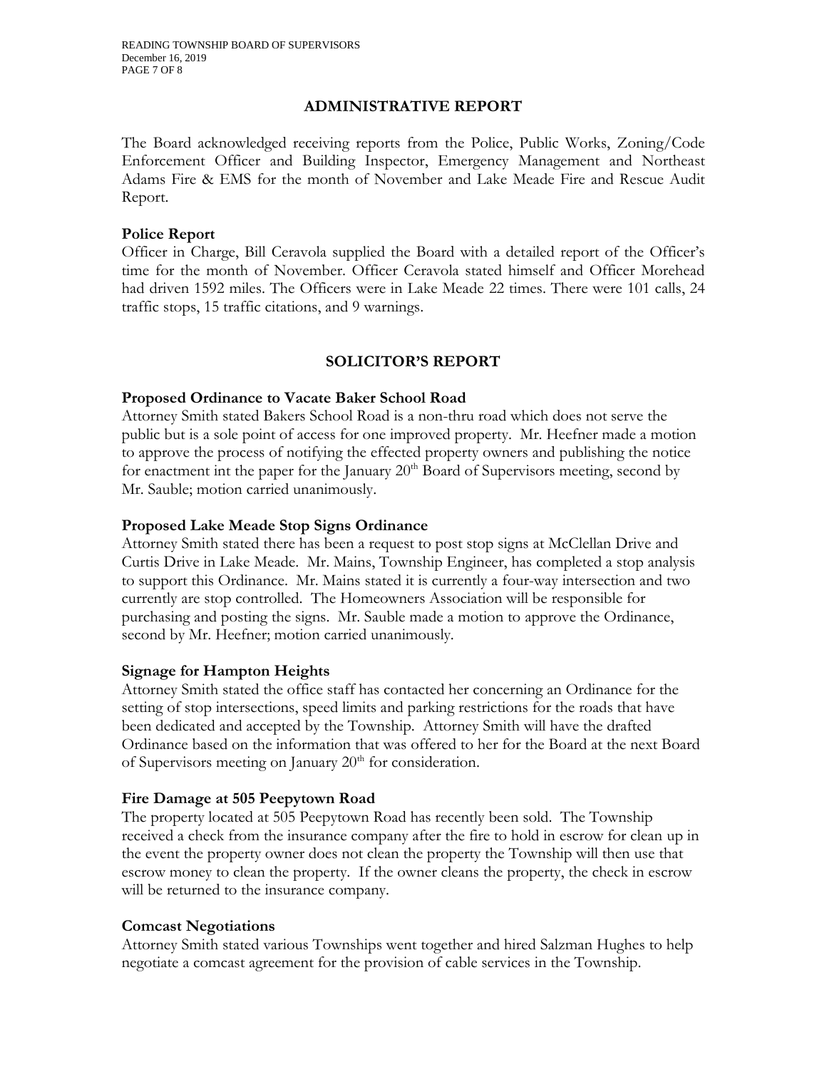## ADMINISTRATIVE REPORT

The Board acknowledged receiving reports from the Police, Public Works, Zoning/Code Enforcement Officer and Building Inspector, Emergency Management and Northeast Adams Fire & EMS for the month of November and Lake Meade Fire and Rescue Audit Report.

### Police Report

Officer in Charge, Bill Ceravola supplied the Board with a detailed report of the Officer's time for the month of November. Officer Ceravola stated himself and Officer Morehead had driven 1592 miles. The Officers were in Lake Meade 22 times. There were 101 calls, 24 traffic stops, 15 traffic citations, and 9 warnings.

## SOLICITOR'S REPORT

### Proposed Ordinance to Vacate Baker School Road

Attorney Smith stated Bakers School Road is a non-thru road which does not serve the public but is a sole point of access for one improved property. Mr. Heefner made a motion to approve the process of notifying the effected property owners and publishing the notice for enactment int the paper for the January 20th Board of Supervisors meeting, second by Mr. Sauble; motion carried unanimously.

### Proposed Lake Meade Stop Signs Ordinance

Attorney Smith stated there has been a request to post stop signs at McClellan Drive and Curtis Drive in Lake Meade. Mr. Mains, Township Engineer, has completed a stop analysis to support this Ordinance. Mr. Mains stated it is currently a four-way intersection and two currently are stop controlled. The Homeowners Association will be responsible for purchasing and posting the signs. Mr. Sauble made a motion to approve the Ordinance, second by Mr. Heefner; motion carried unanimously.

### Signage for Hampton Heights

Attorney Smith stated the office staff has contacted her concerning an Ordinance for the setting of stop intersections, speed limits and parking restrictions for the roads that have been dedicated and accepted by the Township. Attorney Smith will have the drafted Ordinance based on the information that was offered to her for the Board at the next Board of Supervisors meeting on January 20th for consideration.

### Fire Damage at 505 Peepytown Road

The property located at 505 Peepytown Road has recently been sold. The Township received a check from the insurance company after the fire to hold in escrow for clean up in the event the property owner does not clean the property the Township will then use that escrow money to clean the property. If the owner cleans the property, the check in escrow will be returned to the insurance company.

### Comcast Negotiations

Attorney Smith stated various Townships went together and hired Salzman Hughes to help negotiate a comcast agreement for the provision of cable services in the Township.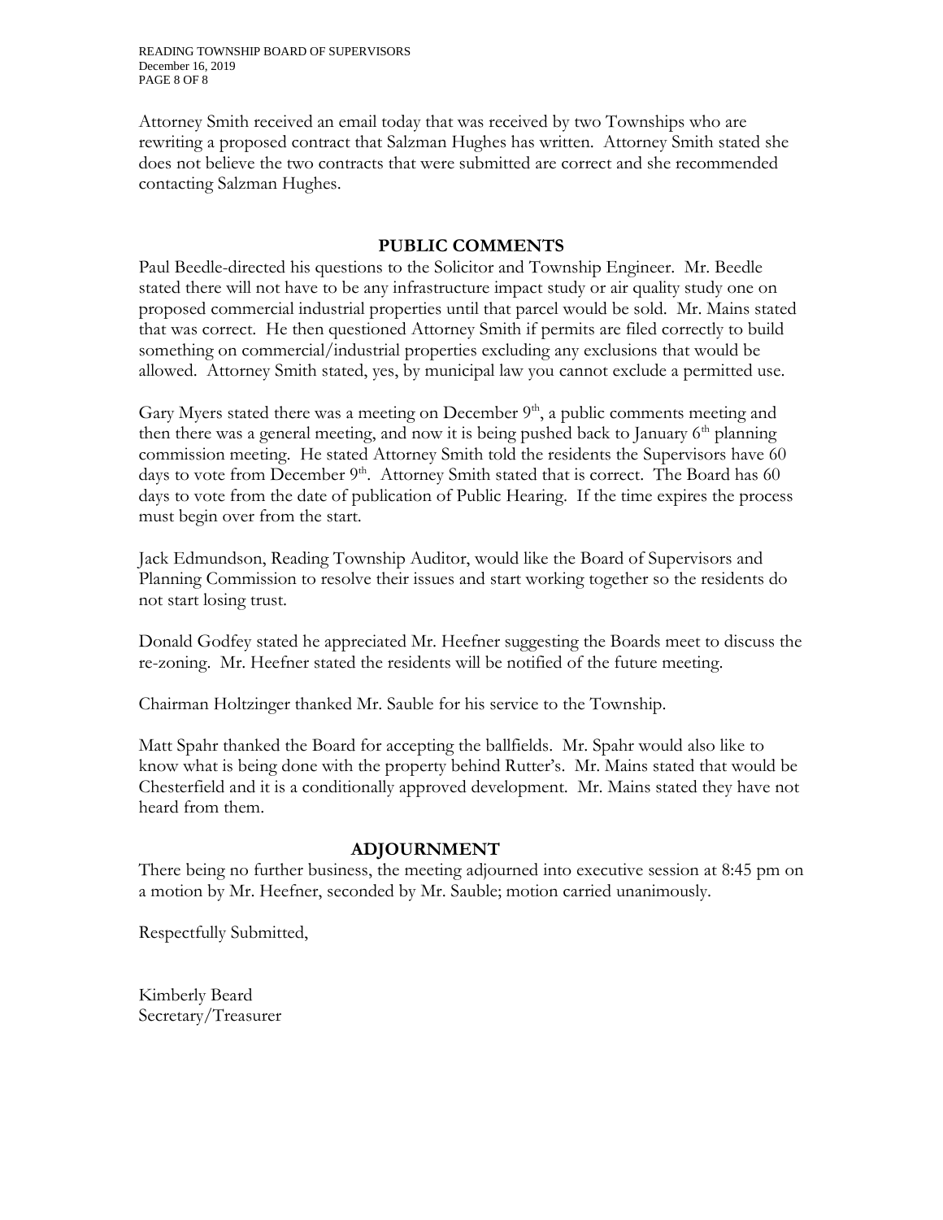Attorney Smith received an email today that was received by two Townships who are rewriting a proposed contract that Salzman Hughes has written. Attorney Smith stated she does not believe the two contracts that were submitted are correct and she recommended contacting Salzman Hughes.

## PUBLIC COMMENTS

Paul Beedle-directed his questions to the Solicitor and Township Engineer. Mr. Beedle stated there will not have to be any infrastructure impact study or air quality study one on proposed commercial industrial properties until that parcel would be sold. Mr. Mains stated that was correct. He then questioned Attorney Smith if permits are filed correctly to build something on commercial/industrial properties excluding any exclusions that would be allowed. Attorney Smith stated, yes, by municipal law you cannot exclude a permitted use.

Gary Myers stated there was a meeting on December 9th, a public comments meeting and then there was a general meeting, and now it is being pushed back to January 6th planning commission meeting. He stated Attorney Smith told the residents the Supervisors have 60 days to vote from December 9th. Attorney Smith stated that is correct. The Board has 60 days to vote from the date of publication of Public Hearing. If the time expires the process must begin over from the start.

Jack Edmundson, Reading Township Auditor, would like the Board of Supervisors and Planning Commission to resolve their issues and start working together so the residents do not start losing trust.

Donald Godfey stated he appreciated Mr. Heefner suggesting the Boards meet to discuss the re-zoning. Mr. Heefner stated the residents will be notified of the future meeting.

Chairman Holtzinger thanked Mr. Sauble for his service to the Township.

Matt Spahr thanked the Board for accepting the ballfields. Mr. Spahr would also like to know what is being done with the property behind Rutter's. Mr. Mains stated that would be Chesterfield and it is a conditionally approved development. Mr. Mains stated they have not heard from them.

## ADJOURNMENT

There being no further business, the meeting adjourned into executive session at 8:45 pm on a motion by Mr. Heefner, seconded by Mr. Sauble; motion carried unanimously.

Respectfully Submitted,

Kimberly Beard
Secretary/Treasurer